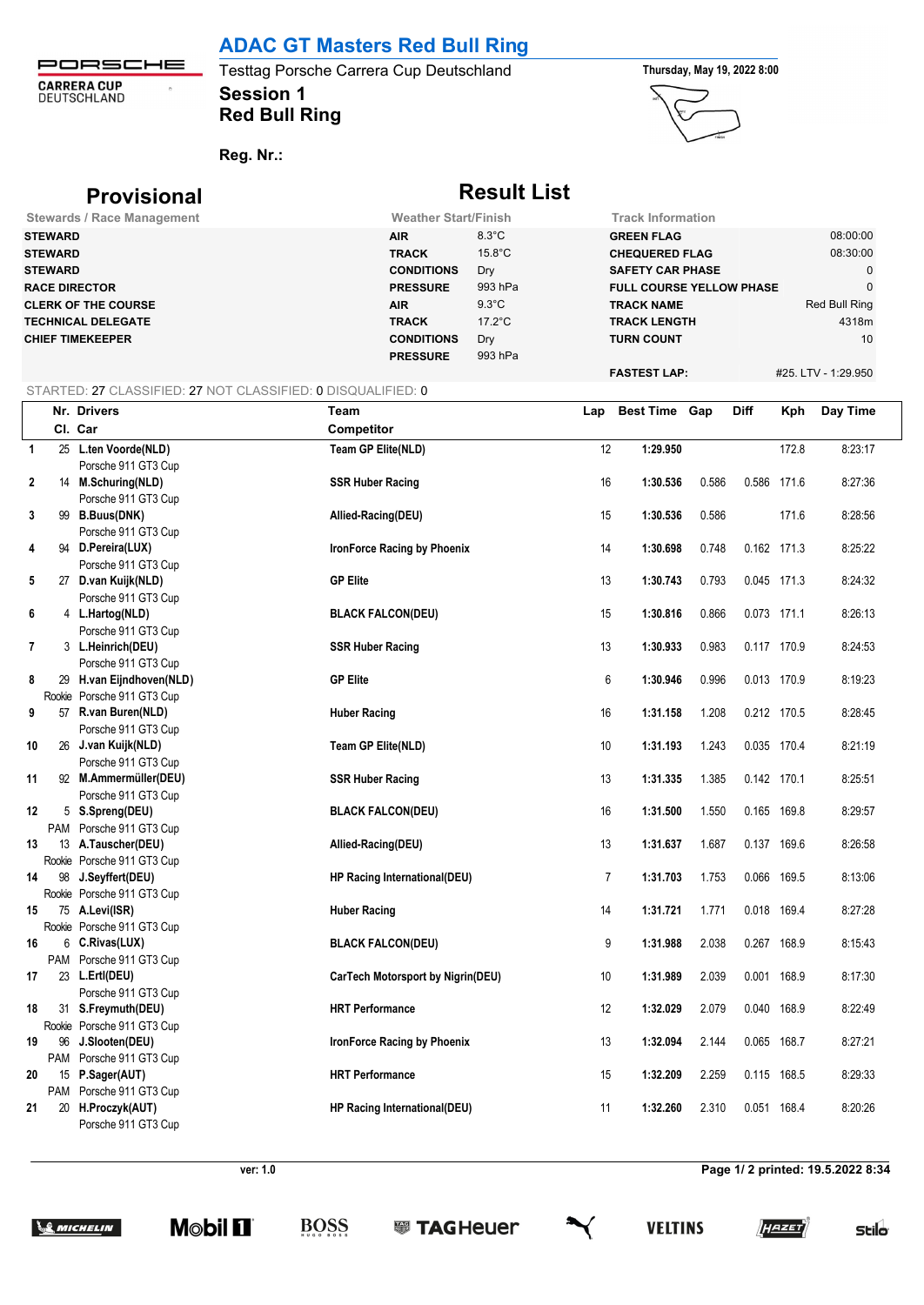# ADAC GT Masters Red Bull Ring

Testtag Porsche Carrera Cup Deutschland

**Session 1**

**Red Bull Ring**

Thursday, May 19, 2022 8:00

**Reg. Nr.:**

## Provisional Result List

| Stewards / Race Management | | Weather Start/Finish | | Track Information | |
|---|---|---|---|---|---|
| STEWARD | | AIR | 8.3°C | GREEN FLAG | 08:00:00 |
| STEWARD | | TRACK | 15.8°C | CHEQUERED FLAG | 08:30:00 |
| STEWARD | | CONDITIONS | Dry | SAFETY CAR PHASE | 0 |
| RACE DIRECTOR | | PRESSURE | 993 hPa | FULL COURSE YELLOW PHASE | 0 |
| CLERK OF THE COURSE | | AIR | 9.3°C | TRACK NAME | Red Bull Ring |
| TECHNICAL DELEGATE | | TRACK | 17.2°C | TRACK LENGTH | 4318m |
| CHIEF TIMEKEEPER | | CONDITIONS | Dry | TURN COUNT | 10 |
| | | PRESSURE | 993 hPa | | |
| | | | | FASTEST LAP: | #25. LTV - 1:29.950 |

STARTED: 27 CLASSIFIED: 27 NOT CLASSIFIED: 0 DISQUALIFIED: 0

| | Nr. Cl. | Drivers Car | Team Competitor | Lap | Best Time | Gap | Diff | Kph | Day Time |
|---|---|---|---|---|---|---|---|---|---|
| 1 | 25 | L.ten Voorde(NLD) Porsche 911 GT3 Cup | Team GP Elite(NLD) | 12 | 1:29.950 | | | 172.8 | 8:23:17 |
| 2 | 14 | M.Schuring(NLD) Porsche 911 GT3 Cup | SSR Huber Racing | 16 | 1:30.536 | 0.586 | 0.586 | 171.6 | 8:27:36 |
| 3 | 99 | B.Buus(DNK) Porsche 911 GT3 Cup | Allied-Racing(DEU) | 15 | 1:30.536 | 0.586 | | 171.6 | 8:28:56 |
| 4 | 94 | D.Pereira(LUX) Porsche 911 GT3 Cup | IronForce Racing by Phoenix | 14 | 1:30.698 | 0.748 | 0.162 | 171.3 | 8:25:22 |
| 5 | 27 | D.van Kuijk(NLD) Porsche 911 GT3 Cup | GP Elite | 13 | 1:30.743 | 0.793 | 0.045 | 171.3 | 8:24:32 |
| 6 | 4 | L.Hartog(NLD) Porsche 911 GT3 Cup | BLACK FALCON(DEU) | 15 | 1:30.816 | 0.866 | 0.073 | 171.1 | 8:26:13 |
| 7 | 3 | L.Heinrich(DEU) Porsche 911 GT3 Cup | SSR Huber Racing | 13 | 1:30.933 | 0.983 | 0.117 | 170.9 | 8:24:53 |
| 8 | 29 Rookie | H.van Eijndhoven(NLD) Porsche 911 GT3 Cup | GP Elite | 6 | 1:30.946 | 0.996 | 0.013 | 170.9 | 8:19:23 |
| 9 | 57 | R.van Buren(NLD) Porsche 911 GT3 Cup | Huber Racing | 16 | 1:31.158 | 1.208 | 0.212 | 170.5 | 8:28:45 |
| 10 | 26 | J.van Kuijk(NLD) Porsche 911 GT3 Cup | Team GP Elite(NLD) | 10 | 1:31.193 | 1.243 | 0.035 | 170.4 | 8:21:19 |
| 11 | 92 | M.Ammermüller(DEU) Porsche 911 GT3 Cup | SSR Huber Racing | 13 | 1:31.335 | 1.385 | 0.142 | 170.1 | 8:25:51 |
| 12 | 5 PAM | S.Spreng(DEU) Porsche 911 GT3 Cup | BLACK FALCON(DEU) | 16 | 1:31.500 | 1.550 | 0.165 | 169.8 | 8:29:57 |
| 13 | 13 Rookie | A.Tauscher(DEU) Porsche 911 GT3 Cup | Allied-Racing(DEU) | 13 | 1:31.637 | 1.687 | 0.137 | 169.6 | 8:26:58 |
| 14 | 98 Rookie | J.Seyffert(DEU) Porsche 911 GT3 Cup | HP Racing International(DEU) | 7 | 1:31.703 | 1.753 | 0.066 | 169.5 | 8:13:06 |
| 15 | 75 Rookie | A.Levi(ISR) Porsche 911 GT3 Cup | Huber Racing | 14 | 1:31.721 | 1.771 | 0.018 | 169.4 | 8:27:28 |
| 16 | 6 PAM | C.Rivas(LUX) Porsche 911 GT3 Cup | BLACK FALCON(DEU) | 9 | 1:31.988 | 2.038 | 0.267 | 168.9 | 8:15:43 |
| 17 | 23 | L.Ertl(DEU) Porsche 911 GT3 Cup | CarTech Motorsport by Nigrin(DEU) | 10 | 1:31.989 | 2.039 | 0.001 | 168.9 | 8:17:30 |
| 18 | 31 Rookie | S.Freymuth(DEU) Porsche 911 GT3 Cup | HRT Performance | 12 | 1:32.029 | 2.079 | 0.040 | 168.9 | 8:22:49 |
| 19 | 96 PAM | J.Slooten(DEU) Porsche 911 GT3 Cup | IronForce Racing by Phoenix | 13 | 1:32.094 | 2.144 | 0.065 | 168.7 | 8:27:21 |
| 20 | 15 PAM | P.Sager(AUT) Porsche 911 GT3 Cup | HRT Performance | 15 | 1:32.209 | 2.259 | 0.115 | 168.5 | 8:29:33 |
| 21 | 20 | H.Proczyk(AUT) Porsche 911 GT3 Cup | HP Racing International(DEU) | 11 | 1:32.260 | 2.310 | 0.051 | 168.4 | 8:20:26 |

ver: 1.0

printed: 19.5.2022 8:34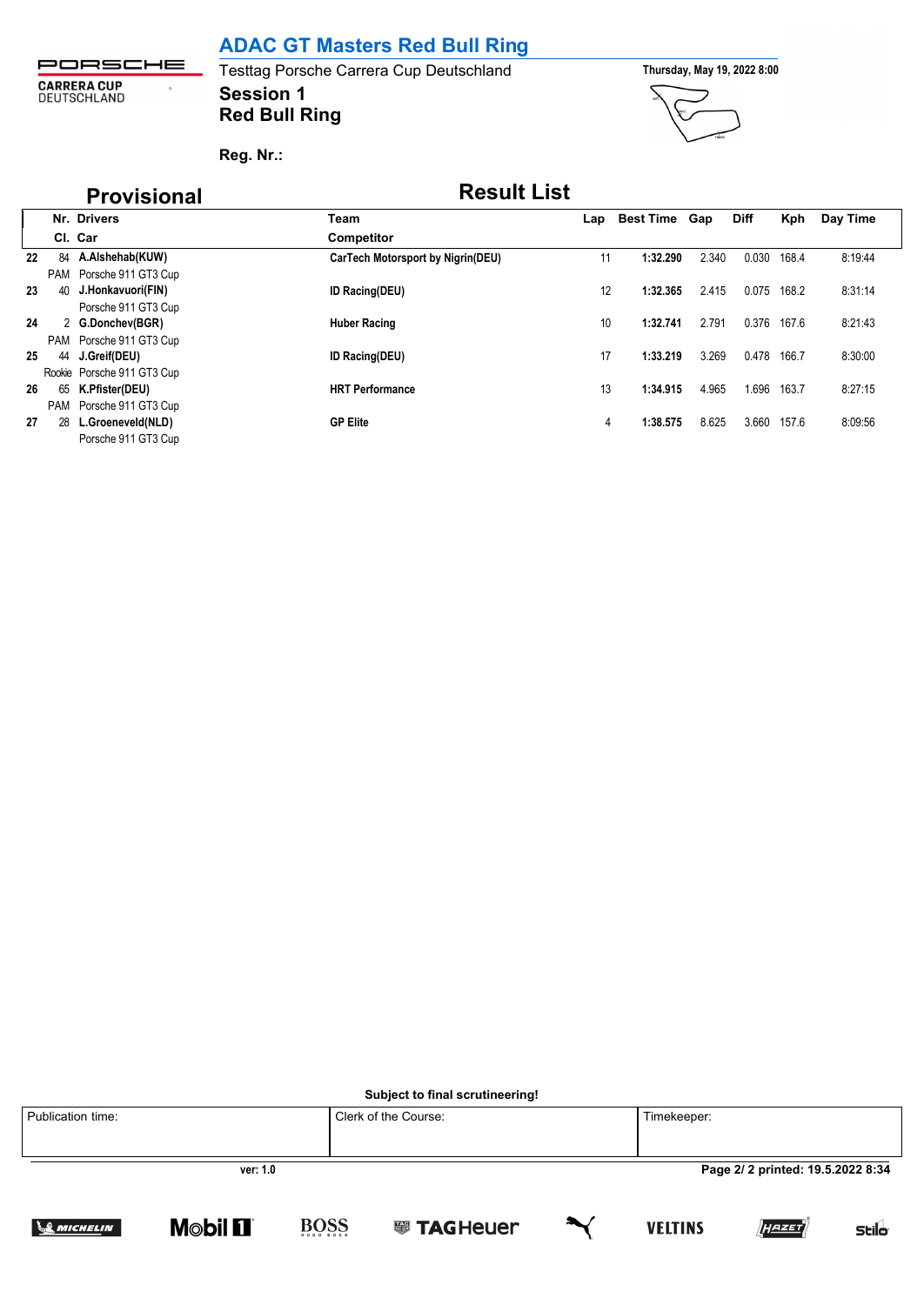# ADAC GT Masters Red Bull Ring

Testtag Porsche Carrera Cup Deutschland

**Session 1**

**Red Bull Ring**

Thursday, May 19, 2022 8:00

**Reg. Nr.:**

## Provisional

## Result List

| Pos | Nr. / Cl. | Drivers / Car | Team / Competitor | Lap | Best Time | Gap | Diff | Kph | Day Time |
|---|---|---|---|---|---|---|---|---|---|
| 22 | 84 | **A.Alshehab(KUW)** | **CarTech Motorsport by Nigrin(DEU)** | 11 | **1:32.290** | 2.340 | 0.030 | 168.4 | 8:19:44 |
| | PAM | Porsche 911 GT3 Cup | | | | | | | |
| 23 | 40 | **J.Honkavuori(FIN)** | **ID Racing(DEU)** | 12 | **1:32.365** | 2.415 | 0.075 | 168.2 | 8:31:14 |
| | | Porsche 911 GT3 Cup | | | | | | | |
| 24 | 2 | **G.Donchev(BGR)** | **Huber Racing** | 10 | **1:32.741** | 2.791 | 0.376 | 167.6 | 8:21:43 |
| | PAM | Porsche 911 GT3 Cup | | | | | | | |
| 25 | 44 | **J.Greif(DEU)** | **ID Racing(DEU)** | 17 | **1:33.219** | 3.269 | 0.478 | 166.7 | 8:30:00 |
| | Rookie | Porsche 911 GT3 Cup | | | | | | | |
| 26 | 65 | **K.Pfister(DEU)** | **HRT Performance** | 13 | **1:34.915** | 4.965 | 1.696 | 163.7 | 8:27:15 |
| | PAM | Porsche 911 GT3 Cup | | | | | | | |
| 27 | 28 | **L.Groeneveld(NLD)** | **GP Elite** | 4 | **1:38.575** | 8.625 | 3.660 | 157.6 | 8:09:56 |
| | | Porsche 911 GT3 Cup | | | | | | | |

**Subject to final scrutineering!**

| Publication time: | Clerk of the Course: | Timekeeper: |
|---|---|---|
| | | |

ver: 1.0

printed: 19.5.2022 8:34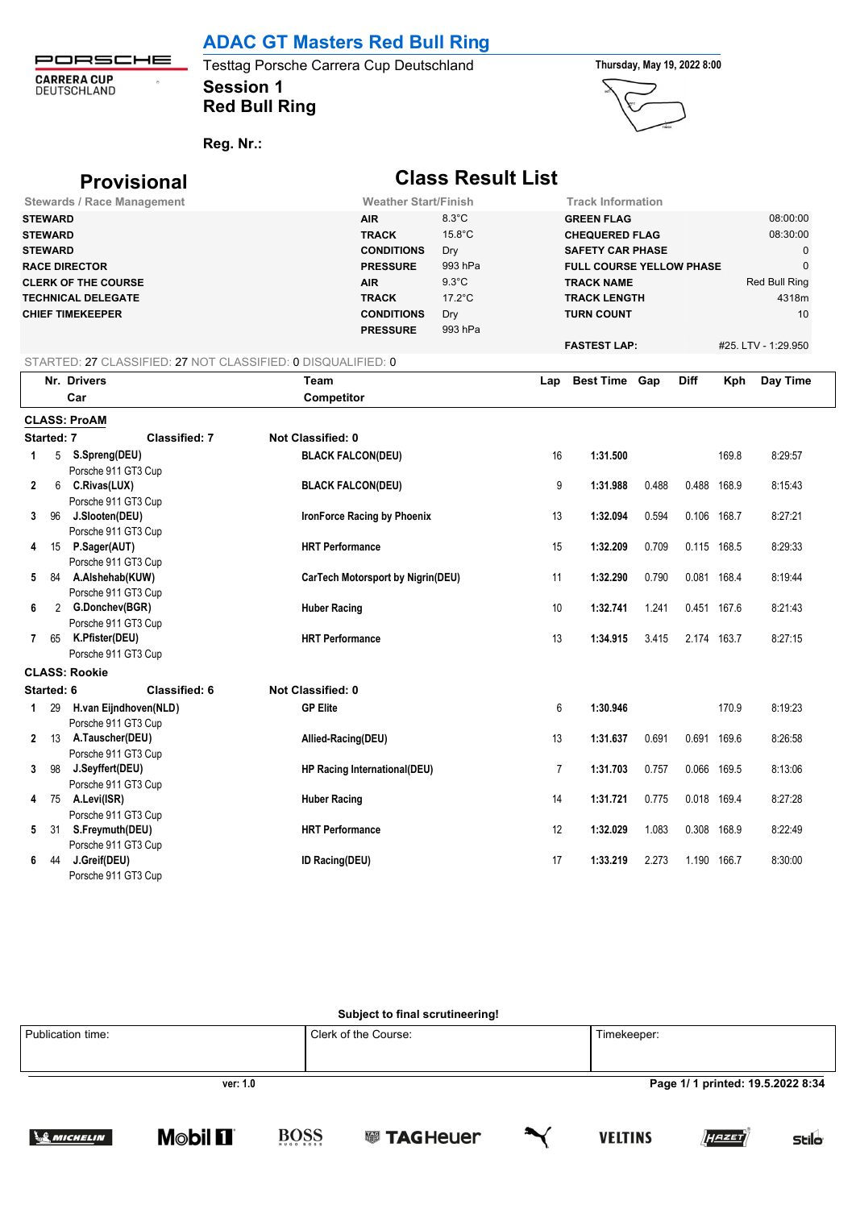PORSCHE CARRERA CUP DEUTSCHLAND

# ADAC GT Masters Red Bull Ring

Testtag Porsche Carrera Cup Deutschland

**Session 1**

**Red Bull Ring**

**Reg. Nr.:**

**Thursday, May 19, 2022 8:00**

## Provisional

## Class Result List

| Stewards / Race Management | | Weather Start/Finish | | Track Information | |
|---|---|---|---|---|---|
| STEWARD | | AIR | 8.3°C | GREEN FLAG | 08:00:00 |
| STEWARD | | TRACK | 15.8°C | CHEQUERED FLAG | 08:30:00 |
| STEWARD | | CONDITIONS | Dry | SAFETY CAR PHASE | 0 |
| RACE DIRECTOR | | PRESSURE | 993 hPa | FULL COURSE YELLOW PHASE | 0 |
| CLERK OF THE COURSE | | AIR | 9.3°C | TRACK NAME | Red Bull Ring |
| TECHNICAL DELEGATE | | TRACK | 17.2°C | TRACK LENGTH | 4318m |
| CHIEF TIMEKEEPER | | CONDITIONS | Dry | TURN COUNT | 10 |
| | | PRESSURE | 993 hPa | | |
| | | | | FASTEST LAP: | #25. LTV - 1:29.950 |

STARTED: 27 CLASSIFIED: 27 NOT CLASSIFIED: 0 DISQUALIFIED: 0

**CLASS: ProAM**

Started: 7 Classified: 7 Not Classified: 0

| Pos | Nr. | Drivers / Car | Team / Competitor | Lap | Best Time | Gap | Diff | Kph | Day Time |
|---|---|---|---|---|---|---|---|---|---|
| 1 | 5 | **S.Spreng(DEU)** Porsche 911 GT3 Cup | **BLACK FALCON(DEU)** | 16 | **1:31.500** | | | 169.8 | 8:29:57 |
| 2 | 6 | **C.Rivas(LUX)** Porsche 911 GT3 Cup | **BLACK FALCON(DEU)** | 9 | **1:31.988** | 0.488 | 0.488 | 168.9 | 8:15:43 |
| 3 | 96 | **J.Slooten(DEU)** Porsche 911 GT3 Cup | **IronForce Racing by Phoenix** | 13 | **1:32.094** | 0.594 | 0.106 | 168.7 | 8:27:21 |
| 4 | 15 | **P.Sager(AUT)** Porsche 911 GT3 Cup | **HRT Performance** | 15 | **1:32.209** | 0.709 | 0.115 | 168.5 | 8:29:33 |
| 5 | 84 | **A.Alshehab(KUW)** Porsche 911 GT3 Cup | **CarTech Motorsport by Nigrin(DEU)** | 11 | **1:32.290** | 0.790 | 0.081 | 168.4 | 8:19:44 |
| 6 | 2 | **G.Donchev(BGR)** Porsche 911 GT3 Cup | **Huber Racing** | 10 | **1:32.741** | 1.241 | 0.451 | 167.6 | 8:21:43 |
| 7 | 65 | **K.Pfister(DEU)** Porsche 911 GT3 Cup | **HRT Performance** | 13 | **1:34.915** | 3.415 | 2.174 | 163.7 | 8:27:15 |

**CLASS: Rookie**

Started: 6 Classified: 6 Not Classified: 0

| Pos | Nr. | Drivers / Car | Team / Competitor | Lap | Best Time | Gap | Diff | Kph | Day Time |
|---|---|---|---|---|---|---|---|---|---|
| 1 | 29 | **H.van Eijndhoven(NLD)** Porsche 911 GT3 Cup | **GP Elite** | 6 | **1:30.946** | | | 170.9 | 8:19:23 |
| 2 | 13 | **A.Tauscher(DEU)** Porsche 911 GT3 Cup | **Allied-Racing(DEU)** | 13 | **1:31.637** | 0.691 | 0.691 | 169.6 | 8:26:58 |
| 3 | 98 | **J.Seyffert(DEU)** Porsche 911 GT3 Cup | **HP Racing International(DEU)** | 7 | **1:31.703** | 0.757 | 0.066 | 169.5 | 8:13:06 |
| 4 | 75 | **A.Levi(ISR)** Porsche 911 GT3 Cup | **Huber Racing** | 14 | **1:31.721** | 0.775 | 0.018 | 169.4 | 8:27:28 |
| 5 | 31 | **S.Freymuth(DEU)** Porsche 911 GT3 Cup | **HRT Performance** | 12 | **1:32.029** | 1.083 | 0.308 | 168.9 | 8:22:49 |
| 6 | 44 | **J.Greif(DEU)** Porsche 911 GT3 Cup | **ID Racing(DEU)** | 17 | **1:33.219** | 2.273 | 1.190 | 166.7 | 8:30:00 |

**Subject to final scrutineering!**

| Publication time: | Clerk of the Course: | Timekeeper: |
|---|---|---|
| | | |

ver: 1.0

printed: 19.5.2022 8:34

MICHELIN · Mobil 1 · BOSS · TAG Heuer · PUMA · VELTINS · HAZET · Stilo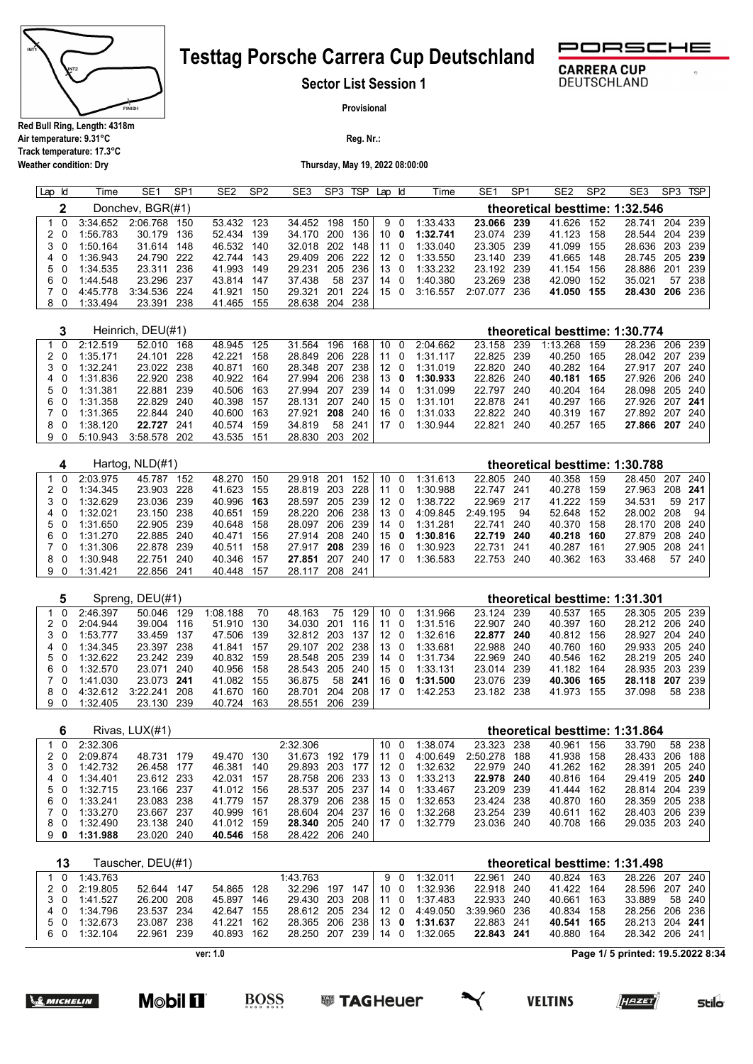# Testtag Porsche Carrera Cup Deutschland

**Sector List Session 1**

**Provisional**

**Red Bull Ring, Length: 4318m**
**Air temperature: 9.31°C**
**Track temperature: 17.3°C**
**Weather condition: Dry**

**Reg. Nr.:**

**Thursday, May 19, 2022 08:00:00**

### 2 Donchev, BGR(#1) — theoretical besttime: 1:32.546

| Lap | Id | Time | SE1 | SP1 | SE2 | SP2 | SE3 | SP3 | TSP | Lap | Id | Time | SE1 | SP1 | SE2 | SP2 | SE3 | SP3 | TSP |
|---|---|---|---|---|---|---|---|---|---|---|---|---|---|---|---|---|---|---|---|
| 1 | 0 | 3:34.652 | 2:06.768 | 150 | 53.432 | 123 | 34.452 | 198 | 150 | 9 | 0 | 1:33.433 | **23.066** | **239** | 41.626 | 152 | 28.741 | 204 | 239 |
| 2 | 0 | 1:56.783 | 30.179 | 136 | 52.434 | 139 | 34.170 | 200 | 136 | 10 | **0** | **1:32.741** | 23.074 | 239 | 41.123 | 158 | 28.544 | 204 | 239 |
| 3 | 0 | 1:50.164 | 31.614 | 148 | 46.532 | 140 | 32.018 | 202 | 148 | 11 | 0 | 1:33.040 | 23.305 | 239 | 41.099 | 155 | 28.636 | 203 | 239 |
| 4 | 0 | 1:36.943 | 24.790 | 222 | 42.744 | 143 | 29.409 | 206 | 222 | 12 | 0 | 1:33.550 | 23.140 | 239 | 41.665 | 148 | 28.745 | 205 | **239** |
| 5 | 0 | 1:34.535 | 23.311 | 236 | 41.993 | 149 | 29.231 | 205 | 236 | 13 | 0 | 1:33.232 | 23.192 | 239 | 41.154 | 156 | 28.886 | 201 | 239 |
| 6 | 0 | 1:44.548 | 23.296 | 237 | 43.814 | 147 | 37.438 | 58 | 237 | 14 | 0 | 1:40.380 | 23.269 | 238 | 42.090 | 152 | 35.021 | 57 | 238 |
| 7 | 0 | 4:45.778 | 3:34.536 | 224 | 41.921 | 150 | 29.321 | 201 | 224 | 15 | 0 | 3:16.557 | 2:07.077 | 236 | **41.050** | **155** | **28.430** | **206** | 236 |
| 8 | 0 | 1:33.494 | 23.391 | 238 | 41.465 | 155 | 28.638 | 204 | 238 | | | | | | | | | | |

### 3 Heinrich, DEU(#1) — theoretical besttime: 1:30.774

| Lap | Id | Time | SE1 | SP1 | SE2 | SP2 | SE3 | SP3 | TSP | Lap | Id | Time | SE1 | SP1 | SE2 | SP2 | SE3 | SP3 | TSP |
|---|---|---|---|---|---|---|---|---|---|---|---|---|---|---|---|---|---|---|---|
| 1 | 0 | 2:12.519 | 52.010 | 168 | 48.945 | 125 | 31.564 | 196 | 168 | 10 | 0 | 2:04.662 | 23.158 | 239 | 1:13.268 | 159 | 28.236 | 206 | 239 |
| 2 | 0 | 1:35.171 | 24.101 | 228 | 42.221 | 158 | 28.849 | 206 | 228 | 11 | 0 | 1:31.117 | 22.825 | 239 | 40.250 | 165 | 28.042 | 207 | 239 |
| 3 | 0 | 1:32.241 | 23.022 | 238 | 40.871 | 160 | 28.348 | 207 | 238 | 12 | 0 | 1:31.019 | 22.820 | 240 | 40.282 | 164 | 27.917 | 207 | 240 |
| 4 | 0 | 1:31.836 | 22.920 | 238 | 40.922 | 164 | 27.994 | 206 | 238 | 13 | **0** | **1:30.933** | 22.826 | 240 | **40.181** | **165** | 27.926 | 206 | 240 |
| 5 | 0 | 1:31.381 | 22.881 | 239 | 40.506 | 163 | 27.994 | 207 | 239 | 14 | 0 | 1:31.099 | 22.797 | 240 | 40.204 | 164 | 28.098 | 205 | 240 |
| 6 | 0 | 1:31.358 | 22.829 | 240 | 40.398 | 157 | 28.131 | 207 | 240 | 15 | 0 | 1:31.101 | 22.878 | 241 | 40.297 | 166 | 27.926 | 207 | **241** |
| 7 | 0 | 1:31.365 | 22.844 | 240 | 40.600 | 163 | 27.921 | **208** | 240 | 16 | 0 | 1:31.033 | 22.822 | 240 | 40.319 | 167 | 27.892 | 207 | 240 |
| 8 | 0 | 1:38.120 | **22.727** | 241 | 40.574 | 159 | 34.819 | 58 | 241 | 17 | 0 | 1:30.944 | 22.821 | 240 | 40.257 | 165 | **27.866** | **207** | 240 |
| 9 | 0 | 5:10.943 | 3:58.578 | 202 | 43.535 | 151 | 28.830 | 203 | 202 | | | | | | | | | | |

### 4 Hartog, NLD(#1) — theoretical besttime: 1:30.788

| Lap | Id | Time | SE1 | SP1 | SE2 | SP2 | SE3 | SP3 | TSP | Lap | Id | Time | SE1 | SP1 | SE2 | SP2 | SE3 | SP3 | TSP |
|---|---|---|---|---|---|---|---|---|---|---|---|---|---|---|---|---|---|---|---|
| 1 | 0 | 2:03.975 | 45.787 | 152 | 48.270 | 150 | 29.918 | 201 | 152 | 10 | 0 | 1:31.613 | 22.805 | 240 | 40.358 | 159 | 28.450 | 207 | 240 |
| 2 | 0 | 1:34.345 | 23.903 | 228 | 41.623 | 155 | 28.819 | 203 | 228 | 11 | 0 | 1:30.988 | 22.747 | 241 | 40.278 | 159 | 27.963 | 208 | **241** |
| 3 | 0 | 1:32.629 | 23.036 | 239 | 40.996 | **163** | 28.597 | 205 | 239 | 12 | 0 | 1:38.722 | 22.969 | 217 | 41.222 | 159 | 34.531 | 59 | 217 |
| 4 | 0 | 1:32.021 | 23.150 | 238 | 40.651 | 159 | 28.220 | 206 | 238 | 13 | 0 | 4:09.845 | 2:49.195 | 94 | 52.648 | 152 | 28.002 | 208 | 94 |
| 5 | 0 | 1:31.650 | 22.905 | 239 | 40.648 | 158 | 28.097 | 206 | 239 | 14 | 0 | 1:31.281 | 22.741 | 240 | 40.370 | 158 | 28.170 | 208 | 240 |
| 6 | 0 | 1:31.270 | 22.885 | 240 | 40.471 | 156 | 27.914 | 208 | 240 | 15 | **0** | **1:30.816** | **22.719** | **240** | **40.218** | **160** | 27.879 | 208 | 240 |
| 7 | 0 | 1:31.306 | 22.878 | 239 | 40.511 | 158 | 27.917 | **208** | 239 | 16 | 0 | 1:30.923 | 22.731 | 241 | 40.287 | 161 | 27.905 | 208 | 241 |
| 8 | 0 | 1:30.948 | 22.751 | 240 | 40.346 | 157 | **27.851** | 207 | 240 | 17 | 0 | 1:36.583 | 22.753 | 240 | 40.362 | 163 | 33.468 | 57 | 240 |
| 9 | 0 | 1:31.421 | 22.856 | 241 | 40.448 | 157 | 28.117 | 208 | 241 | | | | | | | | | | |

### 5 Spreng, DEU(#1) — theoretical besttime: 1:31.301

| Lap | Id | Time | SE1 | SP1 | SE2 | SP2 | SE3 | SP3 | TSP | Lap | Id | Time | SE1 | SP1 | SE2 | SP2 | SE3 | SP3 | TSP |
|---|---|---|---|---|---|---|---|---|---|---|---|---|---|---|---|---|---|---|---|
| 1 | 0 | 2:46.397 | 50.046 | 129 | 1:08.188 | 70 | 48.163 | 75 | 129 | 10 | 0 | 1:31.966 | 23.124 | 239 | 40.537 | 165 | 28.305 | 205 | 239 |
| 2 | 0 | 2:04.944 | 39.004 | 116 | 51.910 | 130 | 34.030 | 201 | 116 | 11 | 0 | 1:31.516 | 22.907 | 240 | 40.397 | 160 | 28.212 | 206 | 240 |
| 3 | 0 | 1:53.777 | 33.459 | 137 | 47.506 | 139 | 32.812 | 203 | 137 | 12 | 0 | 1:32.616 | **22.877** | **240** | 40.812 | 156 | 28.927 | 204 | 240 |
| 4 | 0 | 1:34.345 | 23.397 | 238 | 41.841 | 157 | 29.107 | 202 | 238 | 13 | 0 | 1:33.681 | 22.988 | 240 | 40.760 | 160 | 29.933 | 205 | 240 |
| 5 | 0 | 1:32.622 | 23.242 | 239 | 40.832 | 159 | 28.548 | 205 | 239 | 14 | 0 | 1:31.734 | 22.969 | 240 | 40.546 | 162 | 28.219 | 205 | 240 |
| 6 | 0 | 1:32.570 | 23.071 | 240 | 40.956 | 158 | 28.543 | 205 | 240 | 15 | 0 | 1:33.131 | 23.014 | 239 | 41.182 | 164 | 28.935 | 203 | 239 |
| 7 | 0 | 1:41.030 | 23.073 | **241** | 41.082 | 155 | 36.875 | 58 | **241** | 16 | **0** | **1:31.500** | 23.076 | 239 | **40.306** | **165** | **28.118** | **207** | 239 |
| 8 | 0 | 4:32.612 | 3:22.241 | 208 | 41.670 | 160 | 28.701 | 204 | 208 | 17 | 0 | 1:42.253 | 23.182 | 238 | 41.973 | 155 | 37.098 | 58 | 238 |
| 9 | 0 | 1:32.405 | 23.130 | 239 | 40.724 | 163 | 28.551 | 206 | 239 | | | | | | | | | | |

### 6 Rivas, LUX(#1) — theoretical besttime: 1:31.864

| Lap | Id | Time | SE1 | SP1 | SE2 | SP2 | SE3 | SP3 | TSP | Lap | Id | Time | SE1 | SP1 | SE2 | SP2 | SE3 | SP3 | TSP |
|---|---|---|---|---|---|---|---|---|---|---|---|---|---|---|---|---|---|---|---|
| 1 | 0 | 2:32.306 | | | | | 2:32.306 | | | 10 | 0 | 1:38.074 | 23.323 | 238 | 40.961 | 156 | 33.790 | 58 | 238 |
| 2 | 0 | 2:09.874 | 48.731 | 179 | 49.470 | 130 | 31.673 | 192 | 179 | 11 | 0 | 4:00.649 | 2:50.278 | 188 | 41.938 | 158 | 28.433 | 206 | 188 |
| 3 | 0 | 1:42.732 | 26.458 | 177 | 46.381 | 140 | 29.893 | 203 | 177 | 12 | 0 | 1:32.632 | 22.979 | 240 | 41.262 | 162 | 28.391 | 205 | 240 |
| 4 | 0 | 1:34.401 | 23.612 | 233 | 42.031 | 157 | 28.758 | 206 | 233 | 13 | 0 | 1:33.213 | **22.978** | **240** | 40.816 | 164 | 29.419 | 205 | **240** |
| 5 | 0 | 1:32.715 | 23.166 | 237 | 41.012 | 156 | 28.537 | 205 | 237 | 14 | 0 | 1:33.467 | 23.209 | 239 | 41.444 | 162 | 28.814 | 204 | 239 |
| 6 | 0 | 1:33.241 | 23.083 | 238 | 41.779 | 157 | 28.379 | 206 | 238 | 15 | 0 | 1:32.653 | 23.424 | 238 | 40.870 | 160 | 28.359 | 205 | 238 |
| 7 | 0 | 1:33.270 | 23.667 | 237 | 40.999 | 161 | 28.604 | 204 | 237 | 16 | 0 | 1:32.268 | 23.254 | 239 | 40.611 | 162 | 28.403 | 206 | 239 |
| 8 | 0 | 1:32.490 | 23.138 | 240 | 41.012 | 159 | **28.340** | 205 | 240 | 17 | 0 | 1:32.779 | 23.036 | 240 | 40.708 | 166 | 29.035 | 203 | 240 |
| 9 | **0** | **1:31.988** | 23.020 | 240 | **40.546** | 158 | 28.422 | 206 | 240 | | | | | | | | | | |

### 13 Tauscher, DEU(#1) — theoretical besttime: 1:31.498

| Lap | Id | Time | SE1 | SP1 | SE2 | SP2 | SE3 | SP3 | TSP | Lap | Id | Time | SE1 | SP1 | SE2 | SP2 | SE3 | SP3 | TSP |
|---|---|---|---|---|---|---|---|---|---|---|---|---|---|---|---|---|---|---|---|
| 1 | 0 | 1:43.763 | | | | | 1:43.763 | | | 9 | 0 | 1:32.011 | 22.961 | 240 | 40.824 | 163 | 28.226 | 207 | 240 |
| 2 | 0 | 2:19.805 | 52.644 | 147 | 54.865 | 128 | 32.296 | 197 | 147 | 10 | 0 | 1:32.936 | 22.918 | 240 | 41.422 | 164 | 28.596 | 207 | 240 |
| 3 | 0 | 1:41.527 | 26.200 | 208 | 45.897 | 146 | 29.430 | 203 | 208 | 11 | 0 | 1:37.483 | 22.933 | 240 | 40.661 | 163 | 33.889 | 58 | 240 |
| 4 | 0 | 1:34.796 | 23.537 | 234 | 42.647 | 155 | 28.612 | 205 | 234 | 12 | 0 | 4:49.050 | 3:39.960 | 236 | 40.834 | 158 | 28.256 | 206 | 236 |
| 5 | 0 | 1:32.673 | 23.087 | 238 | 41.221 | 162 | 28.365 | 206 | 238 | 13 | **0** | **1:31.637** | 22.883 | 241 | **40.541** | **165** | 28.213 | 204 | **241** |
| 6 | 0 | 1:32.104 | 22.961 | 239 | 40.893 | 162 | 28.250 | 207 | 239 | 14 | 0 | 1:32.065 | **22.843** | **241** | 40.880 | 164 | 28.342 | 206 | 241 |

ver: 1.0

printed: 19.5.2022 8:34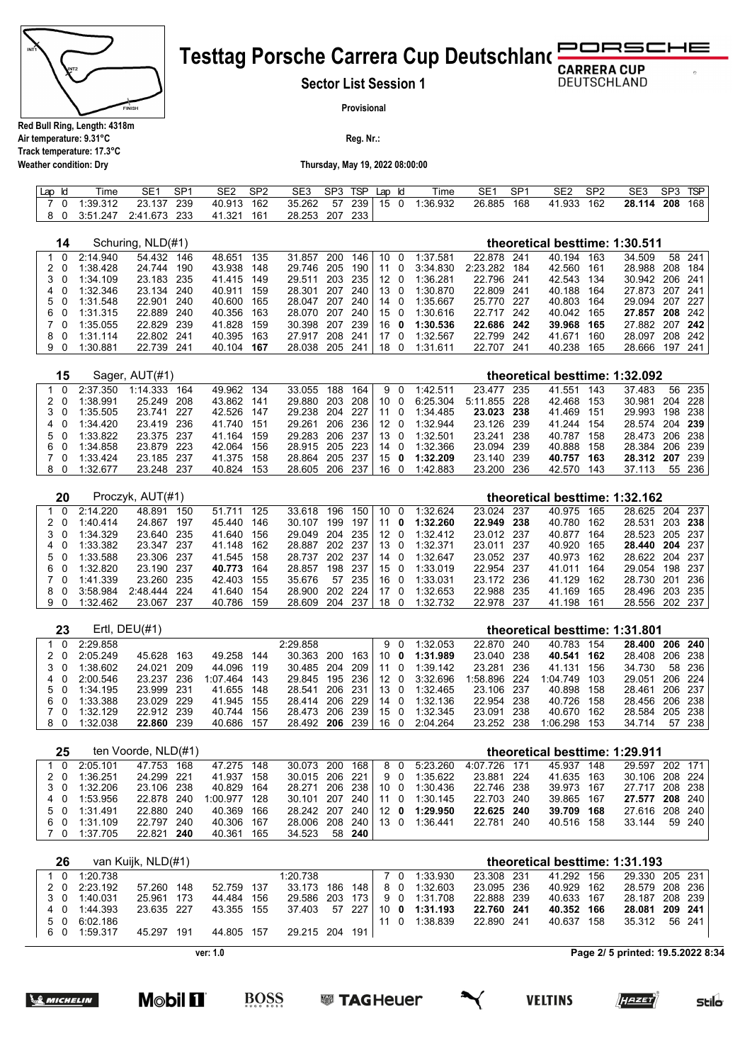# Testtag Porsche Carrera Cup Deutschland

**Sector List Session 1**

**Provisional**

Red Bull Ring, Length: 4318m
Air temperature: 9.31°C
Track temperature: 17.3°C
Weather condition: Dry

Reg. Nr.:

Thursday, May 19, 2022 08:00:00

| Lap | Id | Time | SE1 | SP1 | SE2 | SP2 | SE3 | SP3 | TSP | Lap | Id | Time | SE1 | SP1 | SE2 | SP2 | SE3 | SP3 | TSP |
|---|---|---|---|---|---|---|---|---|---|---|---|---|---|---|---|---|---|---|---|
| 7 | 0 | 1:39.312 | 23.137 | 239 | 40.913 | 162 | 35.262 | 57 | 239 | 15 | 0 | 1:36.932 | 26.885 | 168 | 41.933 | 162 | **28.114** | **208** | 168 |
| 8 | 0 | 3:51.247 | 2:41.673 | 233 | 41.321 | 161 | 28.253 | 207 | 233 | | | | | | | | | | |

## 14 Schuring, NLD(#1) — theoretical besttime: 1:30.511

| Lap | Id | Time | SE1 | SP1 | SE2 | SP2 | SE3 | SP3 | TSP | Lap | Id | Time | SE1 | SP1 | SE2 | SP2 | SE3 | SP3 | TSP |
|---|---|---|---|---|---|---|---|---|---|---|---|---|---|---|---|---|---|---|---|
| 1 | 0 | 2:14.940 | 54.432 | 146 | 48.651 | 135 | 31.857 | 200 | 146 | 10 | 0 | 1:37.581 | 22.878 | 241 | 40.194 | 163 | 34.509 | 58 | 241 |
| 2 | 0 | 1:38.428 | 24.744 | 190 | 43.938 | 148 | 29.746 | 205 | 190 | 11 | 0 | 3:34.830 | 2:23.282 | 184 | 42.560 | 161 | 28.988 | 208 | 184 |
| 3 | 0 | 1:34.109 | 23.183 | 235 | 41.415 | 149 | 29.511 | 203 | 235 | 12 | 0 | 1:36.281 | 22.796 | 241 | 42.543 | 134 | 30.942 | 206 | 241 |
| 4 | 0 | 1:32.346 | 23.134 | 240 | 40.911 | 159 | 28.301 | 207 | 240 | 13 | 0 | 1:30.870 | 22.809 | 241 | 40.188 | 164 | 27.873 | 207 | 241 |
| 5 | 0 | 1:31.548 | 22.901 | 240 | 40.600 | 165 | 28.047 | 207 | 240 | 14 | 0 | 1:35.667 | 25.770 | 227 | 40.803 | 164 | 29.094 | 207 | 227 |
| 6 | 0 | 1:31.315 | 22.889 | 240 | 40.356 | 163 | 28.070 | 207 | 240 | 15 | 0 | 1:30.616 | 22.717 | 242 | 40.042 | 165 | **27.857** | **208** | 242 |
| 7 | 0 | 1:35.055 | 22.829 | 239 | 41.828 | 159 | 30.398 | 207 | 239 | 16 | **0** | **1:30.536** | **22.686** | **242** | **39.968** | **165** | 27.882 | 207 | **242** |
| 8 | 0 | 1:31.114 | 22.802 | 241 | 40.395 | 163 | 27.917 | 208 | 241 | 17 | 0 | 1:32.567 | 22.799 | 242 | 41.671 | 160 | 28.097 | 208 | 242 |
| 9 | 0 | 1:30.881 | 22.739 | 241 | 40.104 | **167** | 28.038 | 205 | 241 | 18 | 0 | 1:31.611 | 22.707 | 241 | 40.238 | 165 | 28.666 | 197 | 241 |

## 15 Sager, AUT(#1) — theoretical besttime: 1:32.092

| Lap | Id | Time | SE1 | SP1 | SE2 | SP2 | SE3 | SP3 | TSP | Lap | Id | Time | SE1 | SP1 | SE2 | SP2 | SE3 | SP3 | TSP |
|---|---|---|---|---|---|---|---|---|---|---|---|---|---|---|---|---|---|---|---|
| 1 | 0 | 2:37.350 | 1:14.333 | 164 | 49.962 | 134 | 33.055 | 188 | 164 | 9 | 0 | 1:42.511 | 23.477 | 235 | 41.551 | 143 | 37.483 | 56 | 235 |
| 2 | 0 | 1:38.991 | 25.249 | 208 | 43.862 | 141 | 29.880 | 203 | 208 | 10 | 0 | 6:25.304 | 5:11.855 | 228 | 42.468 | 153 | 30.981 | 204 | 228 |
| 3 | 0 | 1:35.505 | 23.741 | 227 | 42.526 | 147 | 29.238 | 204 | 227 | 11 | 0 | 1:34.485 | **23.023** | **238** | 41.469 | 151 | 29.993 | 198 | 238 |
| 4 | 0 | 1:34.420 | 23.419 | 236 | 41.740 | 151 | 29.261 | 206 | 236 | 12 | 0 | 1:32.944 | 23.126 | 239 | 41.244 | 154 | 28.574 | 204 | **239** |
| 5 | 0 | 1:33.822 | 23.375 | 237 | 41.164 | 159 | 29.283 | 206 | 237 | 13 | 0 | 1:32.501 | 23.241 | 238 | 40.787 | 158 | 28.473 | 206 | 238 |
| 6 | 0 | 1:34.858 | 23.879 | 223 | 42.064 | 156 | 28.915 | 205 | 223 | 14 | 0 | 1:32.366 | 23.094 | 239 | 40.888 | 158 | 28.384 | 206 | 239 |
| 7 | 0 | 1:33.424 | 23.185 | 237 | 41.375 | 158 | 28.864 | 205 | 237 | 15 | **0** | **1:32.209** | 23.140 | 239 | **40.757** | **163** | **28.312** | **207** | 239 |
| 8 | 0 | 1:32.677 | 23.248 | 237 | 40.824 | 153 | 28.605 | 206 | 237 | 16 | 0 | 1:42.883 | 23.200 | 236 | 42.570 | 143 | 37.113 | 55 | 236 |

## 20 Proczyk, AUT(#1) — theoretical besttime: 1:32.162

| Lap | Id | Time | SE1 | SP1 | SE2 | SP2 | SE3 | SP3 | TSP | Lap | Id | Time | SE1 | SP1 | SE2 | SP2 | SE3 | SP3 | TSP |
|---|---|---|---|---|---|---|---|---|---|---|---|---|---|---|---|---|---|---|---|
| 1 | 0 | 2:14.220 | 48.891 | 150 | 51.711 | 125 | 33.618 | 196 | 150 | 10 | 0 | 1:32.624 | 23.024 | 237 | 40.975 | 165 | 28.625 | 204 | 237 |
| 2 | 0 | 1:40.414 | 24.867 | 197 | 45.440 | 146 | 30.107 | 199 | 197 | 11 | **0** | **1:32.260** | **22.949** | **238** | 40.780 | 162 | 28.531 | 203 | **238** |
| 3 | 0 | 1:34.329 | 23.640 | 235 | 41.640 | 156 | 29.049 | 204 | 235 | 12 | 0 | 1:32.412 | 23.012 | 237 | 40.877 | 164 | 28.523 | 205 | 237 |
| 4 | 0 | 1:33.382 | 23.347 | 237 | 41.148 | 162 | 28.887 | 202 | 237 | 13 | 0 | 1:32.371 | 23.011 | 237 | 40.920 | 165 | **28.440** | **204** | 237 |
| 5 | 0 | 1:33.588 | 23.306 | 237 | 41.545 | 158 | 28.737 | 202 | 237 | 14 | 0 | 1:32.647 | 23.052 | 237 | 40.973 | 162 | 28.622 | 204 | 237 |
| 6 | 0 | 1:32.820 | 23.190 | 237 | **40.773** | 164 | 28.857 | 198 | 237 | 15 | 0 | 1:33.019 | 22.954 | 237 | 41.011 | 164 | 29.054 | 198 | 237 |
| 7 | 0 | 1:41.339 | 23.260 | 235 | 42.403 | 155 | 35.676 | 57 | 235 | 16 | 0 | 1:33.031 | 23.172 | 236 | 41.129 | 162 | 28.730 | 201 | 236 |
| 8 | 0 | 3:58.984 | 2:48.444 | 224 | 41.640 | 154 | 28.900 | 202 | 224 | 17 | 0 | 1:32.653 | 22.988 | 235 | 41.169 | 165 | 28.496 | 203 | 235 |
| 9 | 0 | 1:32.462 | 23.067 | 237 | 40.786 | 159 | 28.609 | 204 | 237 | 18 | 0 | 1:32.732 | 22.978 | 237 | 41.198 | 161 | 28.556 | 202 | 237 |

## 23 Ertl, DEU(#1) — theoretical besttime: 1:31.801

| Lap | Id | Time | SE1 | SP1 | SE2 | SP2 | SE3 | SP3 | TSP | Lap | Id | Time | SE1 | SP1 | SE2 | SP2 | SE3 | SP3 | TSP |
|---|---|---|---|---|---|---|---|---|---|---|---|---|---|---|---|---|---|---|---|
| 1 | 0 | 2:29.858 | | | | | 2:29.858 | | | 9 | 0 | 1:32.053 | 22.870 | 240 | 40.783 | 154 | **28.400** | **206** | **240** |
| 2 | 0 | 2:05.249 | 45.628 | 163 | 49.258 | 144 | 30.363 | 200 | 163 | 10 | **0** | **1:31.989** | 23.040 | 238 | **40.541** | **162** | 28.408 | 206 | 238 |
| 3 | 0 | 1:38.602 | 24.021 | 209 | 44.096 | 119 | 30.485 | 204 | 209 | 11 | 0 | 1:39.142 | 23.281 | 236 | 41.131 | 156 | 34.730 | 58 | 236 |
| 4 | 0 | 2:00.546 | 23.237 | 236 | 1:07.464 | 143 | 29.845 | 195 | 236 | 12 | 0 | 3:32.696 | 1:58.896 | 224 | 1:04.749 | 103 | 29.051 | 206 | 224 |
| 5 | 0 | 1:34.195 | 23.999 | 231 | 41.655 | 148 | 28.541 | 206 | 231 | 13 | 0 | 1:32.465 | 23.106 | 237 | 40.898 | 158 | 28.461 | 206 | 237 |
| 6 | 0 | 1:33.388 | 23.029 | 229 | 41.945 | 155 | 28.414 | 206 | 229 | 14 | 0 | 1:32.136 | 22.954 | 238 | 40.726 | 158 | 28.456 | 206 | 238 |
| 7 | 0 | 1:32.129 | 22.912 | 239 | 40.744 | 156 | 28.473 | 206 | 239 | 15 | 0 | 1:32.345 | 23.091 | 238 | 40.670 | 162 | 28.584 | 205 | 238 |
| 8 | 0 | 1:32.038 | **22.860** | 239 | 40.686 | 157 | 28.492 | **206** | 239 | 16 | 0 | 2:04.264 | 23.252 | 238 | 1:06.298 | 153 | 34.714 | 57 | 238 |

## 25 ten Voorde, NLD(#1) — theoretical besttime: 1:29.911

| Lap | Id | Time | SE1 | SP1 | SE2 | SP2 | SE3 | SP3 | TSP | Lap | Id | Time | SE1 | SP1 | SE2 | SP2 | SE3 | SP3 | TSP |
|---|---|---|---|---|---|---|---|---|---|---|---|---|---|---|---|---|---|---|---|
| 1 | 0 | 2:05.101 | 47.753 | 168 | 47.275 | 148 | 30.073 | 200 | 168 | 8 | 0 | 5:23.260 | 4:07.726 | 171 | 45.937 | 148 | 29.597 | 202 | 171 |
| 2 | 0 | 1:36.251 | 24.299 | 221 | 41.937 | 158 | 30.015 | 206 | 221 | 9 | 0 | 1:35.622 | 23.881 | 224 | 41.635 | 163 | 30.106 | 208 | 224 |
| 3 | 0 | 1:32.206 | 23.106 | 238 | 40.829 | 164 | 28.271 | 206 | 238 | 10 | 0 | 1:30.436 | 22.746 | 238 | 39.973 | 167 | 27.717 | 208 | 238 |
| 4 | 0 | 1:53.956 | 22.878 | 240 | 1:00.977 | 128 | 30.101 | 207 | 240 | 11 | 0 | 1:30.145 | 22.703 | 240 | 39.865 | 167 | **27.577** | **208** | 240 |
| 5 | 0 | 1:31.491 | 22.880 | 240 | 40.369 | 166 | 28.242 | 207 | 240 | 12 | **0** | **1:29.950** | **22.625** | **240** | **39.709** | **168** | 27.616 | 208 | 240 |
| 6 | 0 | 1:31.109 | 22.797 | 240 | 40.306 | 167 | 28.006 | 208 | 240 | 13 | 0 | 1:36.441 | 22.781 | 240 | 40.516 | 158 | 33.144 | 59 | 240 |
| 7 | 0 | 1:37.705 | 22.821 | **240** | 40.361 | 165 | 34.523 | 58 | **240** | | | | | | | | | | |

## 26 van Kuijk, NLD(#1) — theoretical besttime: 1:31.193

| Lap | Id | Time | SE1 | SP1 | SE2 | SP2 | SE3 | SP3 | TSP | Lap | Id | Time | SE1 | SP1 | SE2 | SP2 | SE3 | SP3 | TSP |
|---|---|---|---|---|---|---|---|---|---|---|---|---|---|---|---|---|---|---|---|
| 1 | 0 | 1:20.738 | | | | | 1:20.738 | | | 7 | 0 | 1:33.930 | 23.308 | 231 | 41.292 | 156 | 29.330 | 205 | 231 |
| 2 | 0 | 2:23.192 | 57.260 | 148 | 52.759 | 137 | 33.173 | 186 | 148 | 8 | 0 | 1:32.603 | 23.095 | 236 | 40.929 | 162 | 28.579 | 208 | 236 |
| 3 | 0 | 1:40.031 | 25.961 | 173 | 44.484 | 156 | 29.586 | 203 | 173 | 9 | 0 | 1:31.708 | 22.888 | 239 | 40.633 | 167 | 28.187 | 208 | 239 |
| 4 | 0 | 1:44.393 | 23.635 | 227 | 43.355 | 155 | 37.403 | 57 | 227 | 10 | **0** | **1:31.193** | **22.760** | **241** | **40.352** | **166** | **28.081** | **209** | **241** |
| 5 | 0 | 6:02.186 | | | | | | | | 11 | 0 | 1:38.839 | 22.890 | 241 | 40.637 | 158 | 35.312 | 56 | 241 |
| 6 | 0 | 1:59.317 | 45.297 | 191 | 44.805 | 157 | 29.215 | 204 | 191 | | | | | | | | | | |

ver: 1.0

printed: 19.5.2022 8:34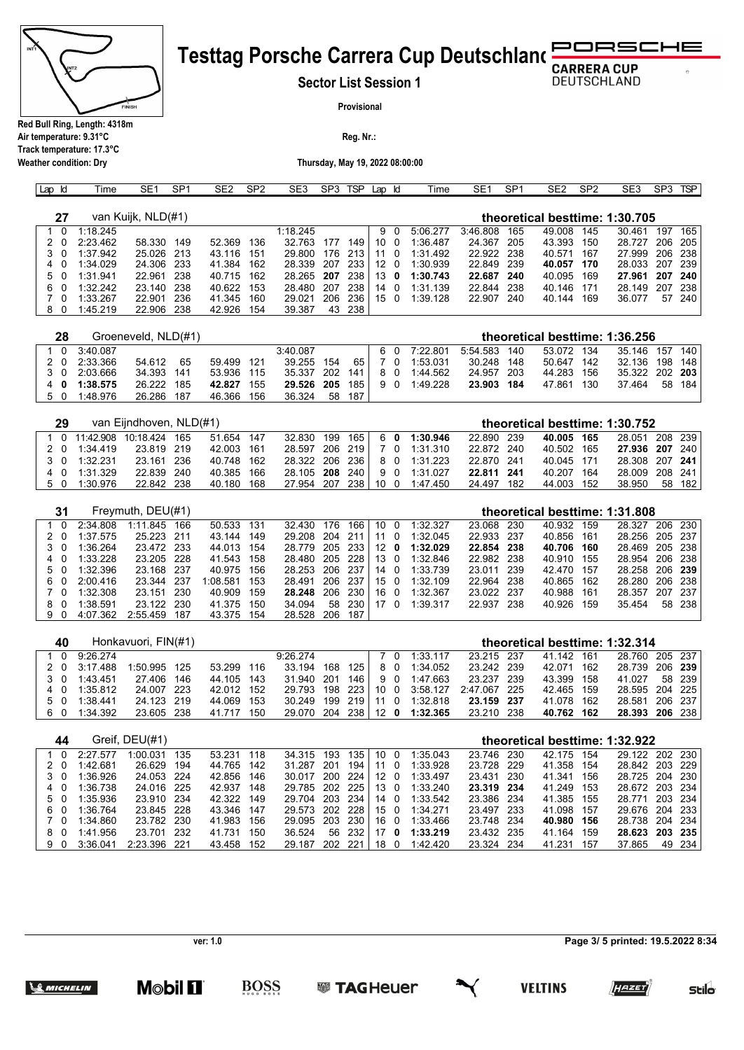# Testtag Porsche Carrera Cup Deutschland

**Sector List Session 1**

**Provisional**

Red Bull Ring, Length: 4318m
Air temperature: 9.31°C
Track temperature: 17.3°C
Weather condition: Dry

Reg. Nr.:

Thursday, May 19, 2022 08:00:00

### 27 van Kuijk, NLD(#1) — theoretical besttime: 1:30.705

| Lap | Id | Time | SE1 | SP1 | SE2 | SP2 | SE3 | SP3 | TSP | Lap | Id | Time | SE1 | SP1 | SE2 | SP2 | SE3 | SP3 | TSP |
|---|---|---|---|---|---|---|---|---|---|---|---|---|---|---|---|---|---|---|---|
| 1 | 0 | 1:18.245 | | | | | 1:18.245 | | | 9 | 0 | 5:06.277 | 3:46.808 | 165 | 49.008 | 145 | 30.461 | 197 | 165 |
| 2 | 0 | 2:23.462 | 58.330 | 149 | 52.369 | 136 | 32.763 | 177 | 149 | 10 | 0 | 1:36.487 | 24.367 | 205 | 43.393 | 150 | 28.727 | 206 | 205 |
| 3 | 0 | 1:37.942 | 25.026 | 213 | 43.116 | 151 | 29.800 | 176 | 213 | 11 | 0 | 1:31.492 | 22.922 | 238 | 40.571 | 167 | 27.999 | 206 | 238 |
| 4 | 0 | 1:34.029 | 24.306 | 233 | 41.384 | 162 | 28.339 | 207 | 233 | 12 | 0 | 1:30.939 | 22.849 | 239 | **40.057** | **170** | 28.033 | 207 | 239 |
| 5 | 0 | 1:31.941 | 22.961 | 238 | 40.715 | 162 | 28.265 | **207** | 238 | 13 | **0** | **1:30.743** | **22.687** | **240** | 40.095 | 169 | **27.961** | **207** | **240** |
| 6 | 0 | 1:32.242 | 23.140 | 238 | 40.622 | 153 | 28.480 | 207 | 238 | 14 | 0 | 1:31.139 | 22.844 | 238 | 40.146 | 171 | 28.149 | 207 | 238 |
| 7 | 0 | 1:33.267 | 22.901 | 236 | 41.345 | 160 | 29.021 | 206 | 236 | 15 | 0 | 1:39.128 | 22.907 | 240 | 40.144 | 169 | 36.077 | 57 | 240 |
| 8 | 0 | 1:45.219 | 22.906 | 238 | 42.926 | 154 | 39.387 | 43 | 238 | | | | | | | | | | |

### 28 Groeneveld, NLD(#1) — theoretical besttime: 1:36.256

| Lap | Id | Time | SE1 | SP1 | SE2 | SP2 | SE3 | SP3 | TSP | Lap | Id | Time | SE1 | SP1 | SE2 | SP2 | SE3 | SP3 | TSP |
|---|---|---|---|---|---|---|---|---|---|---|---|---|---|---|---|---|---|---|---|
| 1 | 0 | 3:40.087 | | | | | 3:40.087 | | | 6 | 0 | 7:22.801 | 5:54.583 | 140 | 53.072 | 134 | 35.146 | 157 | 140 |
| 2 | 0 | 2:33.366 | 54.612 | 65 | 59.499 | 121 | 39.255 | 154 | 65 | 7 | 0 | 1:53.031 | 30.248 | 148 | 50.647 | 142 | 32.136 | 198 | 148 |
| 3 | 0 | 2:03.666 | 34.393 | 141 | 53.936 | 115 | 35.337 | 202 | 141 | 8 | 0 | 1:44.562 | 24.957 | 203 | 44.283 | 156 | 35.322 | 202 | **203** |
| 4 | **0** | **1:38.575** | 26.222 | 185 | **42.827** | 155 | **29.526** | **205** | 185 | 9 | 0 | 1:49.228 | **23.903** | **184** | 47.861 | 130 | 37.464 | 58 | 184 |
| 5 | 0 | 1:48.976 | 26.286 | 187 | 46.366 | 156 | 36.324 | 58 | 187 | | | | | | | | | | |

### 29 van Eijndhoven, NLD(#1) — theoretical besttime: 1:30.752

| Lap | Id | Time | SE1 | SP1 | SE2 | SP2 | SE3 | SP3 | TSP | Lap | Id | Time | SE1 | SP1 | SE2 | SP2 | SE3 | SP3 | TSP |
|---|---|---|---|---|---|---|---|---|---|---|---|---|---|---|---|---|---|---|---|
| 1 | 0 | 11:42.908 | 10:18.424 | 165 | 51.654 | 147 | 32.830 | 199 | 165 | 6 | **0** | **1:30.946** | 22.890 | 239 | **40.005** | **165** | 28.051 | 208 | 239 |
| 2 | 0 | 1:34.419 | 23.819 | 219 | 42.003 | 161 | 28.597 | 206 | 219 | 7 | 0 | 1:31.310 | 22.872 | 240 | 40.502 | 165 | **27.936** | **207** | 240 |
| 3 | 0 | 1:32.231 | 23.161 | 236 | 40.748 | 162 | 28.322 | 206 | 236 | 8 | 0 | 1:31.223 | 22.870 | 241 | 40.045 | 171 | 28.308 | 207 | **241** |
| 4 | 0 | 1:31.329 | 22.839 | 240 | 40.385 | 166 | 28.105 | **208** | 240 | 9 | 0 | 1:31.027 | **22.811** | **241** | 40.207 | 164 | 28.009 | 208 | 241 |
| 5 | 0 | 1:30.976 | 22.842 | 238 | 40.180 | 168 | 27.954 | 207 | 238 | 10 | 0 | 1:47.450 | 24.497 | 182 | 44.003 | 152 | 38.950 | 58 | 182 |

### 31 Freymuth, DEU(#1) — theoretical besttime: 1:31.808

| Lap | Id | Time | SE1 | SP1 | SE2 | SP2 | SE3 | SP3 | TSP | Lap | Id | Time | SE1 | SP1 | SE2 | SP2 | SE3 | SP3 | TSP |
|---|---|---|---|---|---|---|---|---|---|---|---|---|---|---|---|---|---|---|---|
| 1 | 0 | 2:34.808 | 1:11.845 | 166 | 50.533 | 131 | 32.430 | 176 | 166 | 10 | 0 | 1:32.327 | 23.068 | 230 | 40.932 | 159 | 28.327 | 206 | 230 |
| 2 | 0 | 1:37.575 | 25.223 | 211 | 43.144 | 149 | 29.208 | 204 | 211 | 11 | 0 | 1:32.045 | 22.933 | 237 | 40.856 | 161 | 28.256 | 205 | 237 |
| 3 | 0 | 1:36.264 | 23.472 | 233 | 44.013 | 154 | 28.779 | 205 | 233 | 12 | **0** | **1:32.029** | **22.854** | **238** | **40.706** | **160** | 28.469 | 205 | 238 |
| 4 | 0 | 1:33.228 | 23.205 | 228 | 41.543 | 158 | 28.480 | 205 | 228 | 13 | 0 | 1:32.846 | 22.982 | 238 | 40.910 | 155 | 28.954 | 206 | 238 |
| 5 | 0 | 1:32.396 | 23.168 | 237 | 40.975 | 156 | 28.253 | 206 | 237 | 14 | 0 | 1:33.739 | 23.011 | 239 | 42.470 | 157 | 28.258 | 206 | **239** |
| 6 | 0 | 2:00.416 | 23.344 | 237 | 1:08.581 | 153 | 28.491 | 206 | 237 | 15 | 0 | 1:32.109 | 22.964 | 238 | 40.865 | 162 | 28.280 | 206 | 238 |
| 7 | 0 | 1:32.308 | 23.151 | 230 | 40.909 | 159 | **28.248** | 206 | 230 | 16 | 0 | 1:32.367 | 23.022 | 237 | 40.988 | 161 | 28.357 | 207 | 237 |
| 8 | 0 | 1:38.591 | 23.122 | 230 | 41.375 | 150 | 34.094 | 58 | 230 | 17 | 0 | 1:39.317 | 22.937 | 238 | 40.926 | 159 | 35.454 | 58 | 238 |
| 9 | 0 | 4:07.362 | 2:55.459 | 187 | 43.375 | 154 | 28.528 | 206 | 187 | | | | | | | | | | |

### 40 Honkavuori, FIN(#1) — theoretical besttime: 1:32.314

| Lap | Id | Time | SE1 | SP1 | SE2 | SP2 | SE3 | SP3 | TSP | Lap | Id | Time | SE1 | SP1 | SE2 | SP2 | SE3 | SP3 | TSP |
|---|---|---|---|---|---|---|---|---|---|---|---|---|---|---|---|---|---|---|---|
| 1 | 0 | 9:26.274 | | | | | 9:26.274 | | | 7 | 0 | 1:33.117 | 23.215 | 237 | 41.142 | 161 | 28.760 | 205 | 237 |
| 2 | 0 | 3:17.488 | 1:50.995 | 125 | 53.299 | 116 | 33.194 | 168 | 125 | 8 | 0 | 1:34.052 | 23.242 | 239 | 42.071 | 162 | 28.739 | 206 | **239** |
| 3 | 0 | 1:43.451 | 27.406 | 146 | 44.105 | 143 | 31.940 | 201 | 146 | 9 | 0 | 1:47.663 | 23.237 | 239 | 43.399 | 158 | 41.027 | 58 | 239 |
| 4 | 0 | 1:35.812 | 24.007 | 223 | 42.012 | 152 | 29.793 | 198 | 223 | 10 | 0 | 3:58.127 | 2:47.067 | 225 | 42.465 | 159 | 28.595 | 204 | 225 |
| 5 | 0 | 1:38.441 | 24.123 | 219 | 44.069 | 153 | 30.249 | 199 | 219 | 11 | 0 | 1:32.818 | **23.159** | **237** | 41.078 | 162 | 28.581 | 206 | 237 |
| 6 | 0 | 1:34.392 | 23.605 | 238 | 41.717 | 150 | 29.070 | 204 | 238 | 12 | **0** | **1:32.365** | 23.210 | 238 | **40.762** | **162** | **28.393** | **206** | 238 |

### 44 Greif, DEU(#1) — theoretical besttime: 1:32.922

| Lap | Id | Time | SE1 | SP1 | SE2 | SP2 | SE3 | SP3 | TSP | Lap | Id | Time | SE1 | SP1 | SE2 | SP2 | SE3 | SP3 | TSP |
|---|---|---|---|---|---|---|---|---|---|---|---|---|---|---|---|---|---|---|---|
| 1 | 0 | 2:27.577 | 1:00.031 | 135 | 53.231 | 118 | 34.315 | 193 | 135 | 10 | 0 | 1:35.043 | 23.746 | 230 | 42.175 | 154 | 29.122 | 202 | 230 |
| 2 | 0 | 1:42.681 | 26.629 | 194 | 44.765 | 142 | 31.287 | 201 | 194 | 11 | 0 | 1:33.928 | 23.728 | 229 | 41.358 | 154 | 28.842 | 203 | 229 |
| 3 | 0 | 1:36.926 | 24.053 | 224 | 42.856 | 146 | 30.017 | 200 | 224 | 12 | 0 | 1:33.497 | 23.431 | 230 | 41.341 | 156 | 28.725 | 204 | 230 |
| 4 | 0 | 1:36.738 | 24.016 | 225 | 42.937 | 148 | 29.785 | 202 | 225 | 13 | 0 | 1:33.240 | **23.319** | **234** | 41.249 | 153 | 28.672 | 203 | 234 |
| 5 | 0 | 1:35.936 | 23.910 | 234 | 42.322 | 149 | 29.704 | 203 | 234 | 14 | 0 | 1:33.542 | 23.386 | 234 | 41.385 | 155 | 28.771 | 203 | 234 |
| 6 | 0 | 1:36.764 | 23.845 | 228 | 43.346 | 147 | 29.573 | 202 | 228 | 15 | 0 | 1:34.271 | 23.497 | 233 | 41.098 | 157 | 29.676 | 204 | 233 |
| 7 | 0 | 1:34.860 | 23.782 | 230 | 41.983 | 156 | 29.095 | 203 | 230 | 16 | 0 | 1:33.466 | 23.748 | 234 | **40.980** | **156** | 28.738 | 204 | 234 |
| 8 | 0 | 1:41.956 | 23.701 | 232 | 41.731 | 150 | 36.524 | 56 | 232 | 17 | **0** | **1:33.219** | 23.432 | 235 | 41.164 | 159 | **28.623** | **203** | **235** |
| 9 | 0 | 3:36.041 | 2:23.396 | 221 | 43.458 | 152 | 29.187 | 202 | 221 | 18 | 0 | 1:42.420 | 23.324 | 234 | 41.231 | 157 | 37.865 | 49 | 234 |

ver: 1.0

Page 3/ 5 printed: 19.5.2022 8:34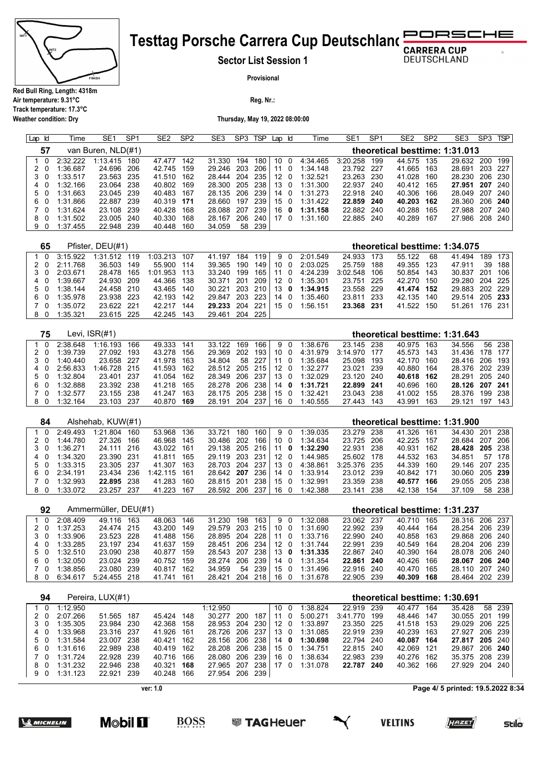# Testtag Porsche Carrera Cup Deutschland

**Sector List Session 1**

**Provisional**

Red Bull Ring, Length: 4318m
Air temperature: 9.31°C
Track temperature: 17.3°C
Weather condition: Dry

Reg. Nr.:

Thursday, May 19, 2022 08:00:00

### 57 van Buren, NLD(#1) — theoretical besttime: 1:31.013

| Lap | Id | Time | SE1 | SP1 | SE2 | SP2 | SE3 | SP3 | TSP | Lap | Id | Time | SE1 | SP1 | SE2 | SP2 | SE3 | SP3 | TSP |
|---|---|---|---|---|---|---|---|---|---|---|---|---|---|---|---|---|---|---|---|
| 1 | 0 | 2:32.222 | 1:13.415 | 180 | 47.477 | 142 | 31.330 | 194 | 180 | 10 | 0 | 4:34.465 | 3:20.258 | 199 | 44.575 | 135 | 29.632 | 200 | 199 |
| 2 | 0 | 1:36.687 | 24.696 | 206 | 42.745 | 159 | 29.246 | 203 | 206 | 11 | 0 | 1:34.148 | 23.792 | 227 | 41.665 | 163 | 28.691 | 203 | 227 |
| 3 | 0 | 1:33.517 | 23.563 | 235 | 41.510 | 162 | 28.444 | 204 | 235 | 12 | 0 | 1:32.521 | 23.263 | 230 | 41.028 | 160 | 28.230 | 206 | 230 |
| 4 | 0 | 1:32.166 | 23.064 | 238 | 40.802 | 169 | 28.300 | 205 | 238 | 13 | 0 | 1:31.300 | 22.937 | 240 | 40.412 | 165 | **27.951** | **207** | 240 |
| 5 | 0 | 1:31.663 | 23.045 | 239 | 40.483 | 167 | 28.135 | 206 | 239 | 14 | 0 | 1:31.273 | 22.918 | 240 | 40.306 | 166 | 28.049 | 207 | 240 |
| 6 | 0 | 1:31.866 | 22.887 | 239 | 40.319 | **171** | 28.660 | 197 | 239 | 15 | 0 | 1:31.422 | **22.859** | **240** | **40.203** | 162 | 28.360 | 206 | **240** |
| 7 | 0 | 1:31.624 | 23.108 | 239 | 40.428 | 168 | 28.088 | 207 | 239 | 16 | **0** | **1:31.158** | 22.882 | 240 | 40.288 | 165 | 27.988 | 207 | 240 |
| 8 | 0 | 1:31.502 | 23.005 | 240 | 40.330 | 168 | 28.167 | 206 | 240 | 17 | 0 | 1:31.160 | 22.885 | 240 | 40.289 | 167 | 27.986 | 208 | 240 |
| 9 | 0 | 1:37.455 | 22.948 | 239 | 40.448 | 160 | 34.059 | 58 | 239 | | | | | | | | | | |

### 65 Pfister, DEU(#1) — theoretical besttime: 1:34.075

| Lap | Id | Time | SE1 | SP1 | SE2 | SP2 | SE3 | SP3 | TSP | Lap | Id | Time | SE1 | SP1 | SE2 | SP2 | SE3 | SP3 | TSP |
|---|---|---|---|---|---|---|---|---|---|---|---|---|---|---|---|---|---|---|---|
| 1 | 0 | 3:15.922 | 1:31.512 | 119 | 1:03.213 | 107 | 41.197 | 184 | 119 | 9 | 0 | 2:01.549 | 24.933 | 173 | 55.122 | 68 | 41.494 | 189 | 173 |
| 2 | 0 | 2:11.768 | 36.503 | 149 | 55.900 | 114 | 39.365 | 190 | 149 | 10 | 0 | 2:03.025 | 25.759 | 188 | 49.355 | 123 | 47.911 | 39 | 188 |
| 3 | 0 | 2:03.671 | 28.478 | 165 | 1:01.953 | 113 | 33.240 | 199 | 165 | 11 | 0 | 4:24.239 | 3:02.548 | 106 | 50.854 | 143 | 30.837 | 201 | 106 |
| 4 | 0 | 1:39.667 | 24.930 | 209 | 44.366 | 138 | 30.371 | 201 | 209 | 12 | 0 | 1:35.301 | 23.751 | 225 | 42.270 | 150 | 29.280 | 204 | 225 |
| 5 | 0 | 1:38.144 | 24.458 | 210 | 43.465 | 140 | 30.221 | 203 | 210 | 13 | **0** | **1:34.915** | 23.558 | 229 | **41.474** | **152** | 29.883 | 202 | 229 |
| 6 | 0 | 1:35.978 | 23.938 | 223 | 42.193 | 142 | 29.847 | 203 | 223 | 14 | 0 | 1:35.460 | 23.811 | 233 | 42.135 | 140 | 29.514 | 205 | **233** |
| 7 | 0 | 1:35.072 | 23.622 | 221 | 42.217 | 144 | **29.233** | 204 | 221 | 15 | 0 | 1:56.151 | **23.368** | **231** | 41.522 | 150 | 51.261 | 176 | 231 |
| 8 | 0 | 1:35.321 | 23.615 | 225 | 42.245 | 143 | 29.461 | 204 | 225 | | | | | | | | | | |

### 75 Levi, ISR(#1) — theoretical besttime: 1:31.643

| Lap | Id | Time | SE1 | SP1 | SE2 | SP2 | SE3 | SP3 | TSP | Lap | Id | Time | SE1 | SP1 | SE2 | SP2 | SE3 | SP3 | TSP |
|---|---|---|---|---|---|---|---|---|---|---|---|---|---|---|---|---|---|---|---|
| 1 | 0 | 2:38.648 | 1:16.193 | 166 | 49.333 | 141 | 33.122 | 169 | 166 | 9 | 0 | 1:38.676 | 23.145 | 238 | 40.975 | 163 | 34.556 | 56 | 238 |
| 2 | 0 | 1:39.739 | 27.092 | 193 | 43.278 | 156 | 29.369 | 202 | 193 | 10 | 0 | 4:31.979 | 3:14.970 | 177 | 45.573 | 143 | 31.436 | 178 | 177 |
| 3 | 0 | 1:40.440 | 23.658 | 227 | 41.978 | 163 | 34.804 | 58 | 227 | 11 | 0 | 1:35.684 | 25.098 | 193 | 42.170 | 160 | 28.416 | 206 | 193 |
| 4 | 0 | 2:56.833 | 1:46.728 | 215 | 41.593 | 162 | 28.512 | 205 | 215 | 12 | 0 | 1:32.277 | 23.021 | 239 | 40.880 | 164 | 28.376 | 202 | 239 |
| 5 | 0 | 1:32.804 | 23.401 | 237 | 41.054 | 162 | 28.349 | 206 | 237 | 13 | 0 | 1:32.029 | 23.120 | 240 | **40.618** | **162** | 28.291 | 205 | 240 |
| 6 | 0 | 1:32.888 | 23.392 | 238 | 41.218 | 165 | 28.278 | 206 | 238 | 14 | **0** | **1:31.721** | **22.899** | **241** | 40.696 | 160 | **28.126** | **207** | **241** |
| 7 | 0 | 1:32.577 | 23.155 | 238 | 41.247 | 163 | 28.175 | 205 | 238 | 15 | 0 | 1:32.421 | 23.043 | 238 | 41.002 | 155 | 28.376 | 199 | 238 |
| 8 | 0 | 1:32.164 | 23.103 | 237 | 40.870 | **169** | 28.191 | 204 | 237 | 16 | 0 | 1:40.555 | 27.443 | 143 | 43.991 | 163 | 29.121 | 197 | 143 |

### 84 Alshehab, KUW(#1) — theoretical besttime: 1:31.900

| Lap | Id | Time | SE1 | SP1 | SE2 | SP2 | SE3 | SP3 | TSP | Lap | Id | Time | SE1 | SP1 | SE2 | SP2 | SE3 | SP3 | TSP |
|---|---|---|---|---|---|---|---|---|---|---|---|---|---|---|---|---|---|---|---|
| 1 | 0 | 2:49.493 | 1:21.804 | 160 | 53.968 | 136 | 33.721 | 180 | 160 | 9 | 0 | 1:39.035 | 23.279 | 238 | 41.326 | 161 | 34.430 | 201 | 238 |
| 2 | 0 | 1:44.780 | 27.326 | 166 | 46.968 | 145 | 30.486 | 202 | 166 | 10 | 0 | 1:34.634 | 23.725 | 206 | 42.225 | 157 | 28.684 | 207 | 206 |
| 3 | 0 | 1:36.271 | 24.111 | 216 | 43.022 | 161 | 29.138 | 205 | 216 | 11 | **0** | **1:32.290** | 22.931 | 238 | 40.931 | 162 | **28.428** | **205** | 238 |
| 4 | 0 | 1:34.320 | 23.390 | 231 | 41.811 | 165 | 29.119 | 203 | 231 | 12 | 0 | 1:44.985 | 25.602 | 178 | 44.532 | 163 | 34.851 | 57 | 178 |
| 5 | 0 | 1:33.315 | 23.305 | 237 | 41.307 | 163 | 28.703 | 204 | 237 | 13 | 0 | 4:38.861 | 3:25.376 | 235 | 44.339 | 160 | 29.146 | 207 | 235 |
| 6 | 0 | 2:34.191 | 23.434 | 236 | 1:42.115 | 161 | 28.642 | **207** | 236 | 14 | 0 | 1:33.914 | 23.012 | 239 | 40.842 | 171 | 30.060 | 205 | **239** |
| 7 | 0 | 1:32.993 | **22.895** | 238 | 41.283 | 160 | 28.815 | 201 | 238 | 15 | 0 | 1:32.991 | 23.359 | 238 | **40.577** | **166** | 29.055 | 205 | 238 |
| 8 | 0 | 1:33.072 | 23.257 | 237 | 41.223 | 167 | 28.592 | 206 | 237 | 16 | 0 | 1:42.388 | 23.141 | 238 | 42.138 | 154 | 37.109 | 58 | 238 |

### 92 Ammermüller, DEU(#1) — theoretical besttime: 1:31.237

| Lap | Id | Time | SE1 | SP1 | SE2 | SP2 | SE3 | SP3 | TSP | Lap | Id | Time | SE1 | SP1 | SE2 | SP2 | SE3 | SP3 | TSP |
|---|---|---|---|---|---|---|---|---|---|---|---|---|---|---|---|---|---|---|---|
| 1 | 0 | 2:08.409 | 49.116 | 163 | 48.063 | 146 | 31.230 | 198 | 163 | 9 | 0 | 1:32.088 | 23.062 | 237 | 40.710 | 165 | 28.316 | 206 | 237 |
| 2 | 0 | 1:37.253 | 24.474 | 215 | 43.200 | 149 | 29.579 | 203 | 215 | 10 | 0 | 1:31.690 | 22.992 | 239 | 40.444 | 164 | 28.254 | 206 | 239 |
| 3 | 0 | 1:33.906 | 23.523 | 228 | 41.488 | 156 | 28.895 | 204 | 228 | 11 | 0 | 1:33.716 | 22.990 | 240 | 40.858 | 163 | 29.868 | 206 | 240 |
| 4 | 0 | 1:33.285 | 23.197 | 234 | 41.637 | 159 | 28.451 | 206 | 234 | 12 | 0 | 1:31.744 | 22.991 | 239 | 40.549 | 164 | 28.204 | 206 | 239 |
| 5 | 0 | 1:32.510 | 23.090 | 238 | 40.877 | 159 | 28.543 | 207 | 238 | 13 | **0** | **1:31.335** | 22.867 | 240 | 40.390 | 164 | 28.078 | 206 | 240 |
| 6 | 0 | 1:32.050 | 23.024 | 239 | 40.752 | 159 | 28.274 | 206 | 239 | 14 | 0 | 1:31.354 | **22.861** | **240** | 40.426 | 166 | **28.067** | **206** | **240** |
| 7 | 0 | 1:38.856 | 23.080 | 239 | 40.817 | 162 | 34.959 | 54 | 239 | 15 | 0 | 1:31.496 | 22.916 | 240 | 40.470 | 165 | 28.110 | 207 | 240 |
| 8 | 0 | 6:34.617 | 5:24.455 | 218 | 41.741 | 161 | 28.421 | 204 | 218 | 16 | 0 | 1:31.678 | 22.905 | 239 | **40.309** | **168** | 28.464 | 202 | 239 |

### 94 Pereira, LUX(#1) — theoretical besttime: 1:30.691

| Lap | Id | Time | SE1 | SP1 | SE2 | SP2 | SE3 | SP3 | TSP | Lap | Id | Time | SE1 | SP1 | SE2 | SP2 | SE3 | SP3 | TSP |
|---|---|---|---|---|---|---|---|---|---|---|---|---|---|---|---|---|---|---|---|
| 1 | 0 | 1:12.950 | | | | | 1:12.950 | | | 10 | 0 | 1:38.824 | 22.919 | 239 | 40.477 | 164 | 35.428 | 58 | 239 |
| 2 | 0 | 2:07.266 | 51.565 | 187 | 45.424 | 148 | 30.277 | 200 | 187 | 11 | 0 | 5:00.271 | 3:41.770 | 199 | 48.446 | 147 | 30.055 | 201 | 199 |
| 3 | 0 | 1:35.305 | 23.984 | 230 | 42.368 | 158 | 28.953 | 204 | 230 | 12 | 0 | 1:33.897 | 23.350 | 225 | 41.518 | 153 | 29.029 | 206 | 225 |
| 4 | 0 | 1:33.968 | 23.316 | 237 | 41.926 | 161 | 28.726 | 206 | 237 | 13 | 0 | 1:31.085 | 22.919 | 239 | 40.239 | 163 | 27.927 | 206 | 239 |
| 5 | 0 | 1:31.584 | 23.007 | 238 | 40.421 | 162 | 28.156 | 206 | 238 | 14 | **0** | **1:30.698** | 22.794 | 240 | **40.087** | **164** | **27.817** | **205** | 240 |
| 6 | 0 | 1:31.616 | 22.989 | 238 | 40.419 | 162 | 28.208 | 206 | 238 | 15 | 0 | 1:34.751 | 22.815 | 240 | 42.069 | 121 | 29.867 | 206 | **240** |
| 7 | 0 | 1:31.724 | 22.928 | 239 | 40.716 | 166 | 28.080 | 206 | 239 | 16 | 0 | 1:38.634 | 22.983 | 239 | 40.276 | 162 | 35.375 | 208 | 239 |
| 8 | 0 | 1:31.232 | 22.946 | 238 | 40.321 | **168** | 27.965 | 207 | 238 | 17 | 0 | 1:31.078 | **22.787** | **240** | 40.362 | 166 | 27.929 | 204 | 240 |
| 9 | 0 | 1:31.123 | 22.921 | 239 | 40.248 | 166 | 27.954 | 206 | 239 | | | | | | | | | | |

ver: 1.0

Page 4/ 5 printed: 19.5.2022 8:34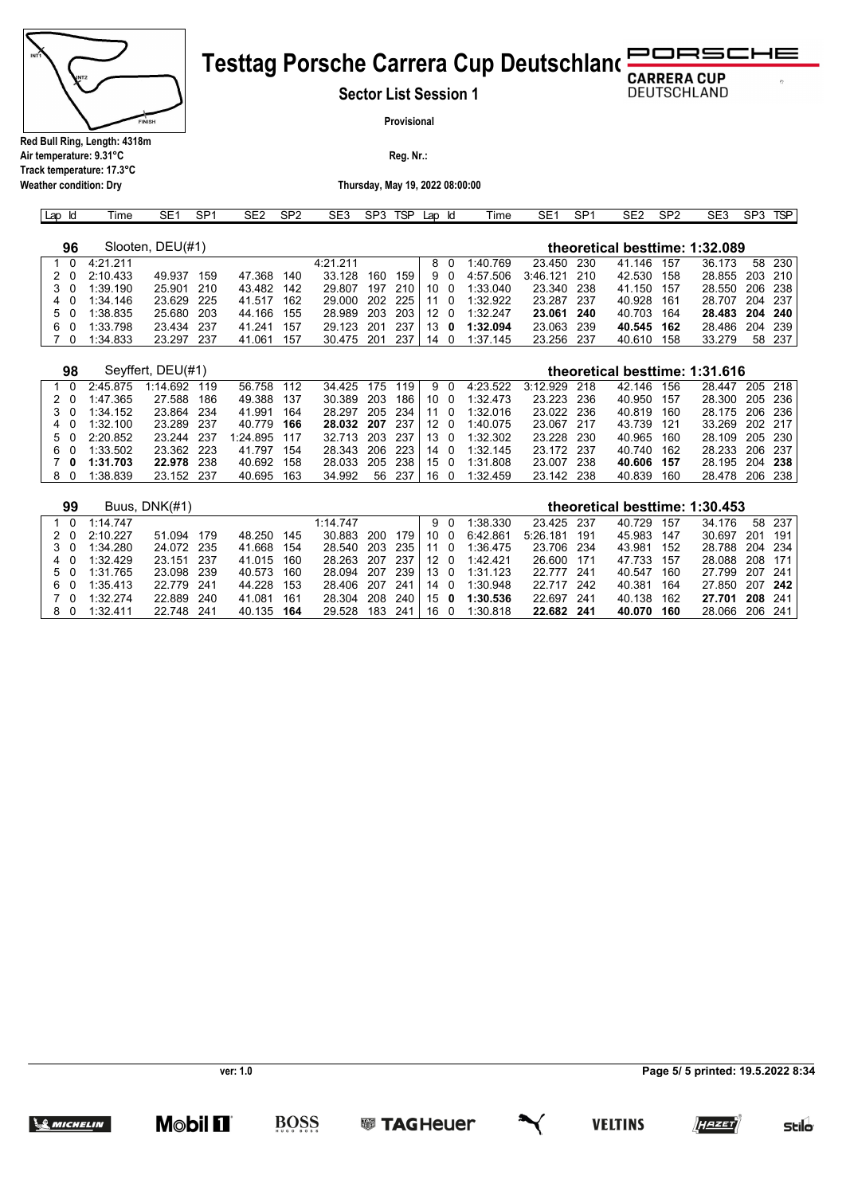# Testtag Porsche Carrera Cup Deutschland

**Sector List Session 1**

**Provisional**

Red Bull Ring, Length: 4318m
Air temperature: 9.31°C
Track temperature: 17.3°C
Weather condition: Dry

Reg. Nr.:

Thursday, May 19, 2022 08:00:00

## 96 Slooten, DEU(#1) — theoretical besttime: 1:32.089

| Lap | Id | Time | SE1 | SP1 | SE2 | SP2 | SE3 | SP3 | TSP | Lap | Id | Time | SE1 | SP1 | SE2 | SP2 | SE3 | SP3 | TSP |
|---|---|---|---|---|---|---|---|---|---|---|---|---|---|---|---|---|---|---|---|
| 1 | 0 | 4:21.211 | | | | | 4:21.211 | | | 8 | 0 | 1:40.769 | 23.450 | 230 | 41.146 | 157 | 36.173 | 58 | 230 |
| 2 | 0 | 2:10.433 | 49.937 | 159 | 47.368 | 140 | 33.128 | 160 | 159 | 9 | 0 | 4:57.506 | 3:46.121 | 210 | 42.530 | 158 | 28.855 | 203 | 210 |
| 3 | 0 | 1:39.190 | 25.901 | 210 | 43.482 | 142 | 29.807 | 197 | 210 | 10 | 0 | 1:33.040 | 23.340 | 238 | 41.150 | 157 | 28.550 | 206 | 238 |
| 4 | 0 | 1:34.146 | 23.629 | 225 | 41.517 | 162 | 29.000 | 202 | 225 | 11 | 0 | 1:32.922 | 23.287 | 237 | 40.928 | 161 | 28.707 | 204 | 237 |
| 5 | 0 | 1:38.835 | 25.680 | 203 | 44.166 | 155 | 28.989 | 203 | 203 | 12 | 0 | 1:32.247 | **23.061** | **240** | 40.703 | 164 | **28.483** | **204** | **240** |
| 6 | 0 | 1:33.798 | 23.434 | 237 | 41.241 | 157 | 29.123 | 201 | 237 | 13 | **0** | **1:32.094** | 23.063 | 239 | **40.545** | **162** | 28.486 | 204 | 239 |
| 7 | 0 | 1:34.833 | 23.297 | 237 | 41.061 | 157 | 30.475 | 201 | 237 | 14 | 0 | 1:37.145 | 23.256 | 237 | 40.610 | 158 | 33.279 | 58 | 237 |

## 98 Seyffert, DEU(#1) — theoretical besttime: 1:31.616

| Lap | Id | Time | SE1 | SP1 | SE2 | SP2 | SE3 | SP3 | TSP | Lap | Id | Time | SE1 | SP1 | SE2 | SP2 | SE3 | SP3 | TSP |
|---|---|---|---|---|---|---|---|---|---|---|---|---|---|---|---|---|---|---|---|
| 1 | 0 | 2:45.875 | 1:14.692 | 119 | 56.758 | 112 | 34.425 | 175 | 119 | 9 | 0 | 4:23.522 | 3:12.929 | 218 | 42.146 | 156 | 28.447 | 205 | 218 |
| 2 | 0 | 1:47.365 | 27.588 | 186 | 49.388 | 137 | 30.389 | 203 | 186 | 10 | 0 | 1:32.473 | 23.223 | 236 | 40.950 | 157 | 28.300 | 205 | 236 |
| 3 | 0 | 1:34.152 | 23.864 | 234 | 41.991 | 164 | 28.297 | 205 | 234 | 11 | 0 | 1:32.016 | 23.022 | 236 | 40.819 | 160 | 28.175 | 206 | 236 |
| 4 | 0 | 1:32.100 | 23.289 | 237 | 40.779 | **166** | **28.032** | **207** | 237 | 12 | 0 | 1:40.075 | 23.067 | 217 | 43.739 | 121 | 33.269 | 202 | 217 |
| 5 | 0 | 2:20.852 | 23.244 | 237 | 1:24.895 | 117 | 32.713 | 203 | 237 | 13 | 0 | 1:32.302 | 23.228 | 230 | 40.965 | 160 | 28.109 | 205 | 230 |
| 6 | 0 | 1:33.502 | 23.362 | 223 | 41.797 | 154 | 28.343 | 206 | 223 | 14 | 0 | 1:32.145 | 23.172 | 237 | 40.740 | 162 | 28.233 | 206 | 237 |
| 7 | **0** | **1:31.703** | **22.978** | 238 | 40.692 | 158 | 28.033 | 205 | 238 | 15 | 0 | 1:31.808 | 23.007 | 238 | **40.606** | **157** | 28.195 | 204 | **238** |
| 8 | 0 | 1:38.839 | 23.152 | 237 | 40.695 | 163 | 34.992 | 56 | 237 | 16 | 0 | 1:32.459 | 23.142 | 238 | 40.839 | 160 | 28.478 | 206 | 238 |

## 99 Buus, DNK(#1) — theoretical besttime: 1:30.453

| Lap | Id | Time | SE1 | SP1 | SE2 | SP2 | SE3 | SP3 | TSP | Lap | Id | Time | SE1 | SP1 | SE2 | SP2 | SE3 | SP3 | TSP |
|---|---|---|---|---|---|---|---|---|---|---|---|---|---|---|---|---|---|---|---|
| 1 | 0 | 1:14.747 | | | | | 1:14.747 | | | 9 | 0 | 1:38.330 | 23.425 | 237 | 40.729 | 157 | 34.176 | 58 | 237 |
| 2 | 0 | 2:10.227 | 51.094 | 179 | 48.250 | 145 | 30.883 | 200 | 179 | 10 | 0 | 6:42.861 | 5:26.181 | 191 | 45.983 | 147 | 30.697 | 201 | 191 |
| 3 | 0 | 1:34.280 | 24.072 | 235 | 41.668 | 154 | 28.540 | 203 | 235 | 11 | 0 | 1:36.475 | 23.706 | 234 | 43.981 | 152 | 28.788 | 204 | 234 |
| 4 | 0 | 1:32.429 | 23.151 | 237 | 41.015 | 160 | 28.263 | 207 | 237 | 12 | 0 | 1:42.421 | 26.600 | 171 | 47.733 | 157 | 28.088 | 208 | 171 |
| 5 | 0 | 1:31.765 | 23.098 | 239 | 40.573 | 160 | 28.094 | 207 | 239 | 13 | 0 | 1:31.123 | 22.777 | 241 | 40.547 | 160 | 27.799 | 207 | 241 |
| 6 | 0 | 1:35.413 | 22.779 | 241 | 44.228 | 153 | 28.406 | 207 | 241 | 14 | 0 | 1:30.948 | 22.717 | 242 | 40.381 | 164 | 27.850 | 207 | **242** |
| 7 | 0 | 1:32.274 | 22.889 | 240 | 41.081 | 161 | 28.304 | 208 | 240 | 15 | **0** | **1:30.536** | 22.697 | 241 | 40.138 | 162 | **27.701** | **208** | 241 |
| 8 | 0 | 1:32.411 | 22.748 | 241 | 40.135 | **164** | 29.528 | 183 | 241 | 16 | 0 | 1:30.818 | **22.682** | **241** | **40.070** | **160** | 28.066 | 206 | 241 |

ver: 1.0

printed: 19.5.2022 8:34